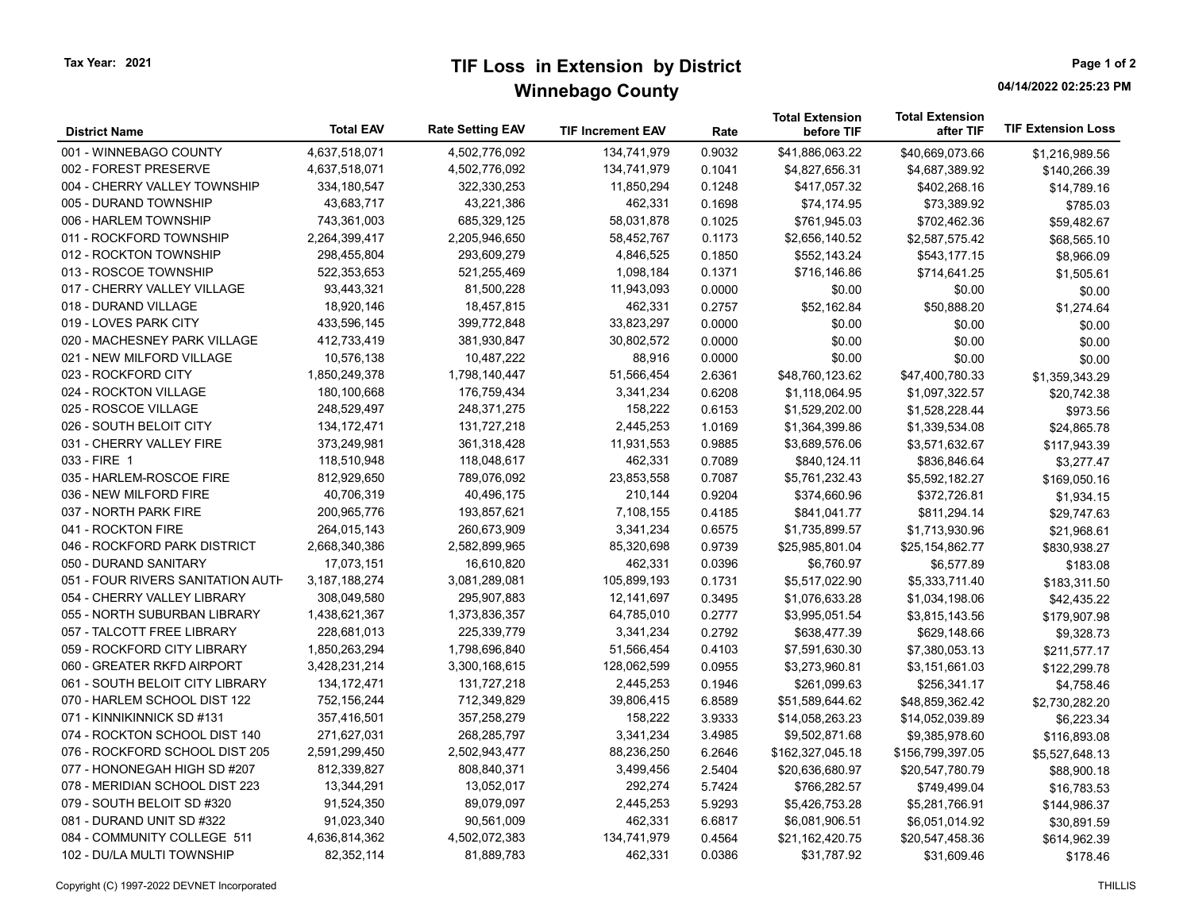Tax Year: 2021

# TIF Loss in Extension by District
## Winnebago County

04/14/2022 02:25:23 PM

| District Name | Total EAV | Rate Setting EAV | TIF Increment EAV | Rate | Total Extension before TIF | Total Extension after TIF | TIF Extension Loss |
|---|---|---|---|---|---|---|---|
| 001 - WINNEBAGO COUNTY | 4,637,518,071 | 4,502,776,092 | 134,741,979 | 0.9032 | $41,886,063.22 | $40,669,073.66 | $1,216,989.56 |
| 002 - FOREST PRESERVE | 4,637,518,071 | 4,502,776,092 | 134,741,979 | 0.1041 | $4,827,656.31 | $4,687,389.92 | $140,266.39 |
| 004 - CHERRY VALLEY TOWNSHIP | 334,180,547 | 322,330,253 | 11,850,294 | 0.1248 | $417,057.32 | $402,268.16 | $14,789.16 |
| 005 - DURAND TOWNSHIP | 43,683,717 | 43,221,386 | 462,331 | 0.1698 | $74,174.95 | $73,389.92 | $785.03 |
| 006 - HARLEM TOWNSHIP | 743,361,003 | 685,329,125 | 58,031,878 | 0.1025 | $761,945.03 | $702,462.36 | $59,482.67 |
| 011 - ROCKFORD TOWNSHIP | 2,264,399,417 | 2,205,946,650 | 58,452,767 | 0.1173 | $2,656,140.52 | $2,587,575.42 | $68,565.10 |
| 012 - ROCKTON TOWNSHIP | 298,455,804 | 293,609,279 | 4,846,525 | 0.1850 | $552,143.24 | $543,177.15 | $8,966.09 |
| 013 - ROSCOE TOWNSHIP | 522,353,653 | 521,255,469 | 1,098,184 | 0.1371 | $716,146.86 | $714,641.25 | $1,505.61 |
| 017 - CHERRY VALLEY VILLAGE | 93,443,321 | 81,500,228 | 11,943,093 | 0.0000 | $0.00 | $0.00 | $0.00 |
| 018 - DURAND VILLAGE | 18,920,146 | 18,457,815 | 462,331 | 0.2757 | $52,162.84 | $50,888.20 | $1,274.64 |
| 019 - LOVES PARK CITY | 433,596,145 | 399,772,848 | 33,823,297 | 0.0000 | $0.00 | $0.00 | $0.00 |
| 020 - MACHESNEY PARK VILLAGE | 412,733,419 | 381,930,847 | 30,802,572 | 0.0000 | $0.00 | $0.00 | $0.00 |
| 021 - NEW MILFORD VILLAGE | 10,576,138 | 10,487,222 | 88,916 | 0.0000 | $0.00 | $0.00 | $0.00 |
| 023 - ROCKFORD CITY | 1,850,249,378 | 1,798,140,447 | 51,566,454 | 2.6361 | $48,760,123.62 | $47,400,780.33 | $1,359,343.29 |
| 024 - ROCKTON VILLAGE | 180,100,668 | 176,759,434 | 3,341,234 | 0.6208 | $1,118,064.95 | $1,097,322.57 | $20,742.38 |
| 025 - ROSCOE VILLAGE | 248,529,497 | 248,371,275 | 158,222 | 0.6153 | $1,529,202.00 | $1,528,228.44 | $973.56 |
| 026 - SOUTH BELOIT CITY | 134,172,471 | 131,727,218 | 2,445,253 | 1.0169 | $1,364,399.86 | $1,339,534.08 | $24,865.78 |
| 031 - CHERRY VALLEY FIRE | 373,249,981 | 361,318,428 | 11,931,553 | 0.9885 | $3,689,576.06 | $3,571,632.67 | $117,943.39 |
| 033 - FIRE 1 | 118,510,948 | 118,048,617 | 462,331 | 0.7089 | $840,124.11 | $836,846.64 | $3,277.47 |
| 035 - HARLEM-ROSCOE FIRE | 812,929,650 | 789,076,092 | 23,853,558 | 0.7087 | $5,761,232.43 | $5,592,182.27 | $169,050.16 |
| 036 - NEW MILFORD FIRE | 40,706,319 | 40,496,175 | 210,144 | 0.9204 | $374,660.96 | $372,726.81 | $1,934.15 |
| 037 - NORTH PARK FIRE | 200,965,776 | 193,857,621 | 7,108,155 | 0.4185 | $841,041.77 | $811,294.14 | $29,747.63 |
| 041 - ROCKTON FIRE | 264,015,143 | 260,673,909 | 3,341,234 | 0.6575 | $1,735,899.57 | $1,713,930.96 | $21,968.61 |
| 046 - ROCKFORD PARK DISTRICT | 2,668,340,386 | 2,582,899,965 | 85,320,698 | 0.9739 | $25,985,801.04 | $25,154,862.77 | $830,938.27 |
| 050 - DURAND SANITARY | 17,073,151 | 16,610,820 | 462,331 | 0.0396 | $6,760.97 | $6,577.89 | $183.08 |
| 051 - FOUR RIVERS SANITATION AUTH | 3,187,188,274 | 3,081,289,081 | 105,899,193 | 0.1731 | $5,517,022.90 | $5,333,711.40 | $183,311.50 |
| 054 - CHERRY VALLEY LIBRARY | 308,049,580 | 295,907,883 | 12,141,697 | 0.3495 | $1,076,633.28 | $1,034,198.06 | $42,435.22 |
| 055 - NORTH SUBURBAN LIBRARY | 1,438,621,367 | 1,373,836,357 | 64,785,010 | 0.2777 | $3,995,051.54 | $3,815,143.56 | $179,907.98 |
| 057 - TALCOTT FREE LIBRARY | 228,681,013 | 225,339,779 | 3,341,234 | 0.2792 | $638,477.39 | $629,148.66 | $9,328.73 |
| 059 - ROCKFORD CITY LIBRARY | 1,850,263,294 | 1,798,696,840 | 51,566,454 | 0.4103 | $7,591,630.30 | $7,380,053.13 | $211,577.17 |
| 060 - GREATER RKFD AIRPORT | 3,428,231,214 | 3,300,168,615 | 128,062,599 | 0.0955 | $3,273,960.81 | $3,151,661.03 | $122,299.78 |
| 061 - SOUTH BELOIT CITY LIBRARY | 134,172,471 | 131,727,218 | 2,445,253 | 0.1946 | $261,099.63 | $256,341.17 | $4,758.46 |
| 070 - HARLEM SCHOOL DIST 122 | 752,156,244 | 712,349,829 | 39,806,415 | 6.8589 | $51,589,644.62 | $48,859,362.42 | $2,730,282.20 |
| 071 - KINNIKINNICK SD #131 | 357,416,501 | 357,258,279 | 158,222 | 3.9333 | $14,058,263.23 | $14,052,039.89 | $6,223.34 |
| 074 - ROCKTON SCHOOL DIST 140 | 271,627,031 | 268,285,797 | 3,341,234 | 3.4985 | $9,502,871.68 | $9,385,978.60 | $116,893.08 |
| 076 - ROCKFORD SCHOOL DIST 205 | 2,591,299,450 | 2,502,943,477 | 88,236,250 | 6.2646 | $162,327,045.18 | $156,799,397.05 | $5,527,648.13 |
| 077 - HONONEGAH HIGH SD #207 | 812,339,827 | 808,840,371 | 3,499,456 | 2.5404 | $20,636,680.97 | $20,547,780.79 | $88,900.18 |
| 078 - MERIDIAN SCHOOL DIST 223 | 13,344,291 | 13,052,017 | 292,274 | 5.7424 | $766,282.57 | $749,499.04 | $16,783.53 |
| 079 - SOUTH BELOIT SD #320 | 91,524,350 | 89,079,097 | 2,445,253 | 5.9293 | $5,426,753.28 | $5,281,766.91 | $144,986.37 |
| 081 - DURAND UNIT SD #322 | 91,023,340 | 90,561,009 | 462,331 | 6.6817 | $6,081,906.51 | $6,051,014.92 | $30,891.59 |
| 084 - COMMUNITY COLLEGE 511 | 4,636,814,362 | 4,502,072,383 | 134,741,979 | 0.4564 | $21,162,420.75 | $20,547,458.36 | $614,962.39 |
| 102 - DU/LA MULTI TOWNSHIP | 82,352,114 | 81,889,783 | 462,331 | 0.0386 | $31,787.92 | $31,609.46 | $178.46 |

Copyright (C) 1997-2022 DEVNET Incorporated

THILLIS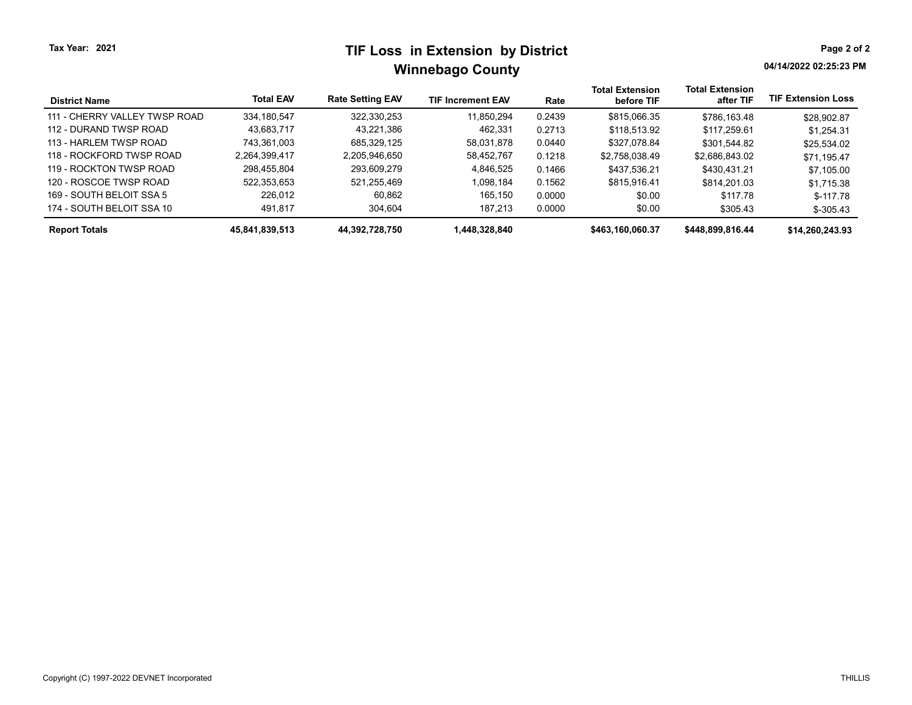Tax Year: 2021

# TIF Loss in Extension by District

## Winnebago County

04/14/2022 02:25:23 PM

| District Name | Total EAV | Rate Setting EAV | TIF Increment EAV | Rate | Total Extension before TIF | Total Extension after TIF | TIF Extension Loss |
|---|---|---|---|---|---|---|---|
| 111 - CHERRY VALLEY TWSP ROAD | 334,180,547 | 322,330,253 | 11,850,294 | 0.2439 | $815,066.35 | $786,163.48 | $28,902.87 |
| 112 - DURAND TWSP ROAD | 43,683,717 | 43,221,386 | 462,331 | 0.2713 | $118,513.92 | $117,259.61 | $1,254.31 |
| 113 - HARLEM TWSP ROAD | 743,361,003 | 685,329,125 | 58,031,878 | 0.0440 | $327,078.84 | $301,544.82 | $25,534.02 |
| 118 - ROCKFORD TWSP ROAD | 2,264,399,417 | 2,205,946,650 | 58,452,767 | 0.1218 | $2,758,038.49 | $2,686,843.02 | $71,195.47 |
| 119 - ROCKTON TWSP ROAD | 298,455,804 | 293,609,279 | 4,846,525 | 0.1466 | $437,536.21 | $430,431.21 | $7,105.00 |
| 120 - ROSCOE TWSP ROAD | 522,353,653 | 521,255,469 | 1,098,184 | 0.1562 | $815,916.41 | $814,201.03 | $1,715.38 |
| 169 - SOUTH BELOIT SSA 5 | 226,012 | 60,862 | 165,150 | 0.0000 | $0.00 | $117.78 | $-117.78 |
| 174 - SOUTH BELOIT SSA 10 | 491,817 | 304,604 | 187,213 | 0.0000 | $0.00 | $305.43 | $-305.43 |
| **Report Totals** | **45,841,839,513** | **44,392,728,750** | **1,448,328,840** | | **$463,160,060.37** | **$448,899,816.44** | **$14,260,243.93** |

Copyright (C) 1997-2022 DEVNET Incorporated

THILLIS